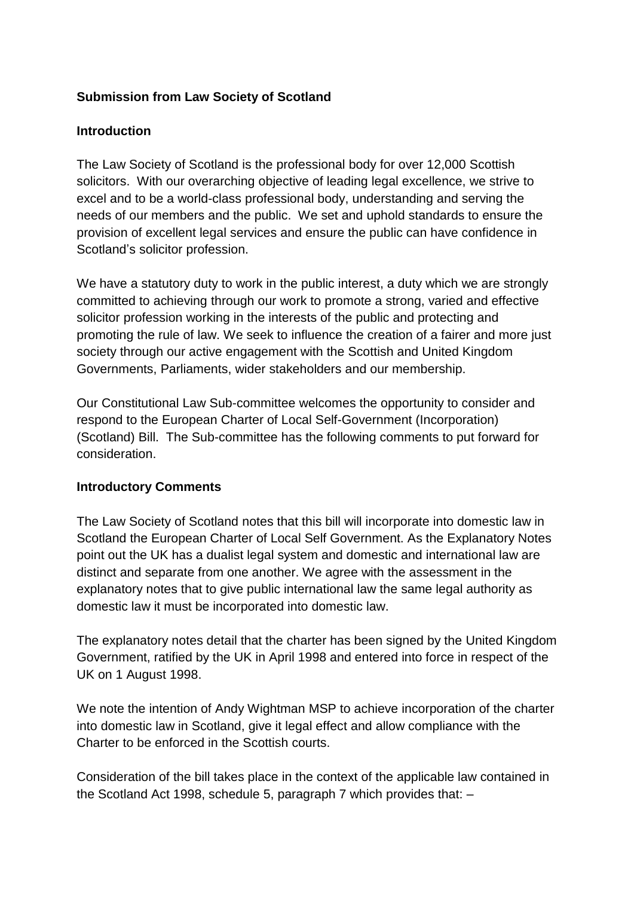**Submission from Law Society of Scotland**

**Introduction**

The Law Society of Scotland is the professional body for over 12,000 Scottish solicitors. With our overarching objective of leading legal excellence, we strive to excel and to be a world-class professional body, understanding and serving the needs of our members and the public. We set and uphold standards to ensure the provision of excellent legal services and ensure the public can have confidence in Scotland's solicitor profession.

We have a statutory duty to work in the public interest, a duty which we are strongly committed to achieving through our work to promote a strong, varied and effective solicitor profession working in the interests of the public and protecting and promoting the rule of law. We seek to influence the creation of a fairer and more just society through our active engagement with the Scottish and United Kingdom Governments, Parliaments, wider stakeholders and our membership.

Our Constitutional Law Sub-committee welcomes the opportunity to consider and respond to the European Charter of Local Self-Government (Incorporation) (Scotland) Bill. The Sub-committee has the following comments to put forward for consideration.

**Introductory Comments**

The Law Society of Scotland notes that this bill will incorporate into domestic law in Scotland the European Charter of Local Self Government. As the Explanatory Notes point out the UK has a dualist legal system and domestic and international law are distinct and separate from one another. We agree with the assessment in the explanatory notes that to give public international law the same legal authority as domestic law it must be incorporated into domestic law.

The explanatory notes detail that the charter has been signed by the United Kingdom Government, ratified by the UK in April 1998 and entered into force in respect of the UK on 1 August 1998.

We note the intention of Andy Wightman MSP to achieve incorporation of the charter into domestic law in Scotland, give it legal effect and allow compliance with the Charter to be enforced in the Scottish courts.

Consideration of the bill takes place in the context of the applicable law contained in the Scotland Act 1998, schedule 5, paragraph 7 which provides that: –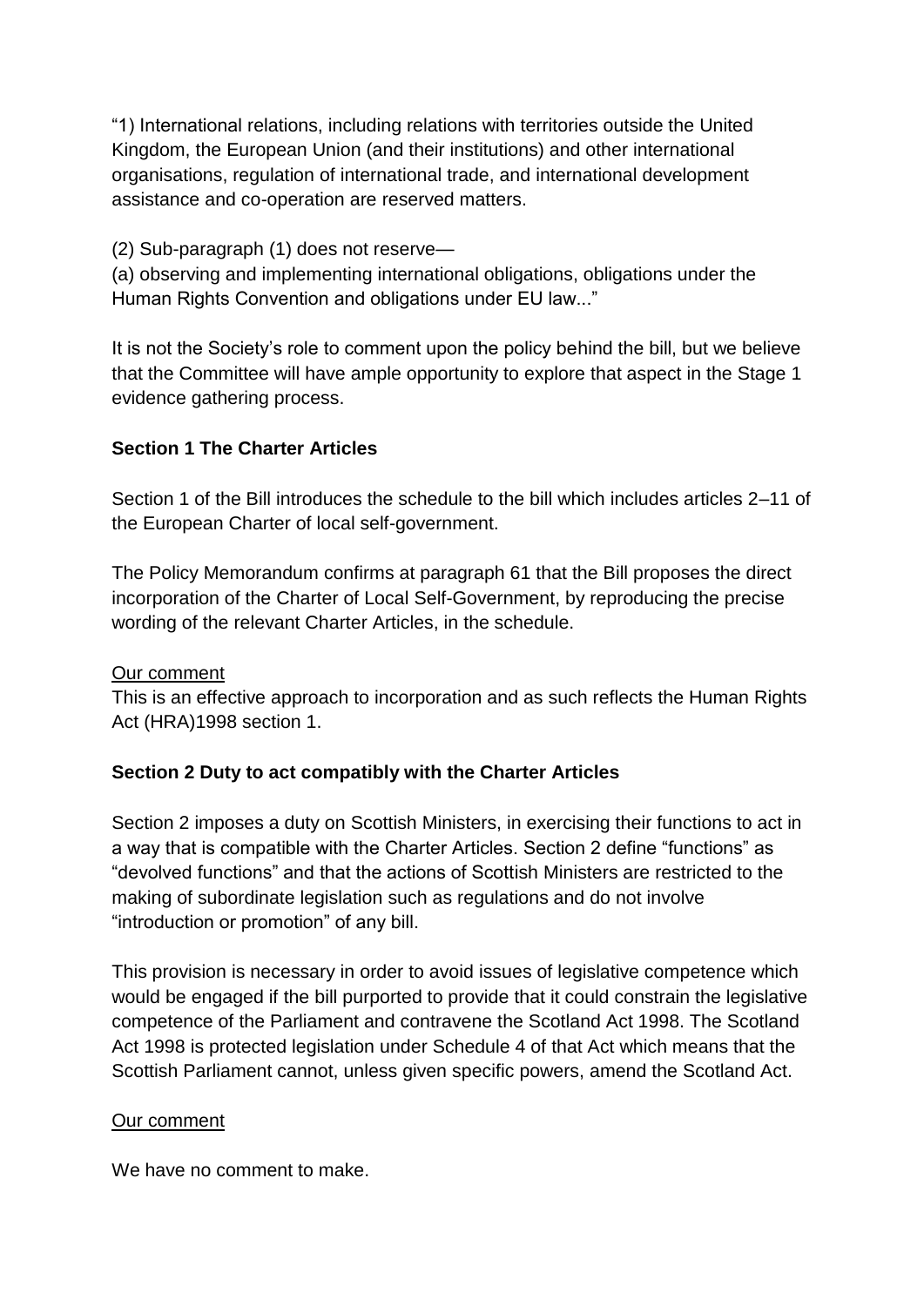"1) International relations, including relations with territories outside the United Kingdom, the European Union (and their institutions) and other international organisations, regulation of international trade, and international development assistance and co-operation are reserved matters.

(2) Sub-paragraph (1) does not reserve—
(a) observing and implementing international obligations, obligations under the Human Rights Convention and obligations under EU law..."

It is not the Society's role to comment upon the policy behind the bill, but we believe that the Committee will have ample opportunity to explore that aspect in the Stage 1 evidence gathering process.

**Section 1 The Charter Articles**

Section 1 of the Bill introduces the schedule to the bill which includes articles 2–11 of the European Charter of local self-government.

The Policy Memorandum confirms at paragraph 61 that the Bill proposes the direct incorporation of the Charter of Local Self-Government, by reproducing the precise wording of the relevant Charter Articles, in the schedule.

Our comment
This is an effective approach to incorporation and as such reflects the Human Rights Act (HRA)1998 section 1.

**Section 2 Duty to act compatibly with the Charter Articles**

Section 2 imposes a duty on Scottish Ministers, in exercising their functions to act in a way that is compatible with the Charter Articles. Section 2 define "functions" as "devolved functions" and that the actions of Scottish Ministers are restricted to the making of subordinate legislation such as regulations and do not involve "introduction or promotion" of any bill.

This provision is necessary in order to avoid issues of legislative competence which would be engaged if the bill purported to provide that it could constrain the legislative competence of the Parliament and contravene the Scotland Act 1998. The Scotland Act 1998 is protected legislation under Schedule 4 of that Act which means that the Scottish Parliament cannot, unless given specific powers, amend the Scotland Act.

Our comment

We have no comment to make.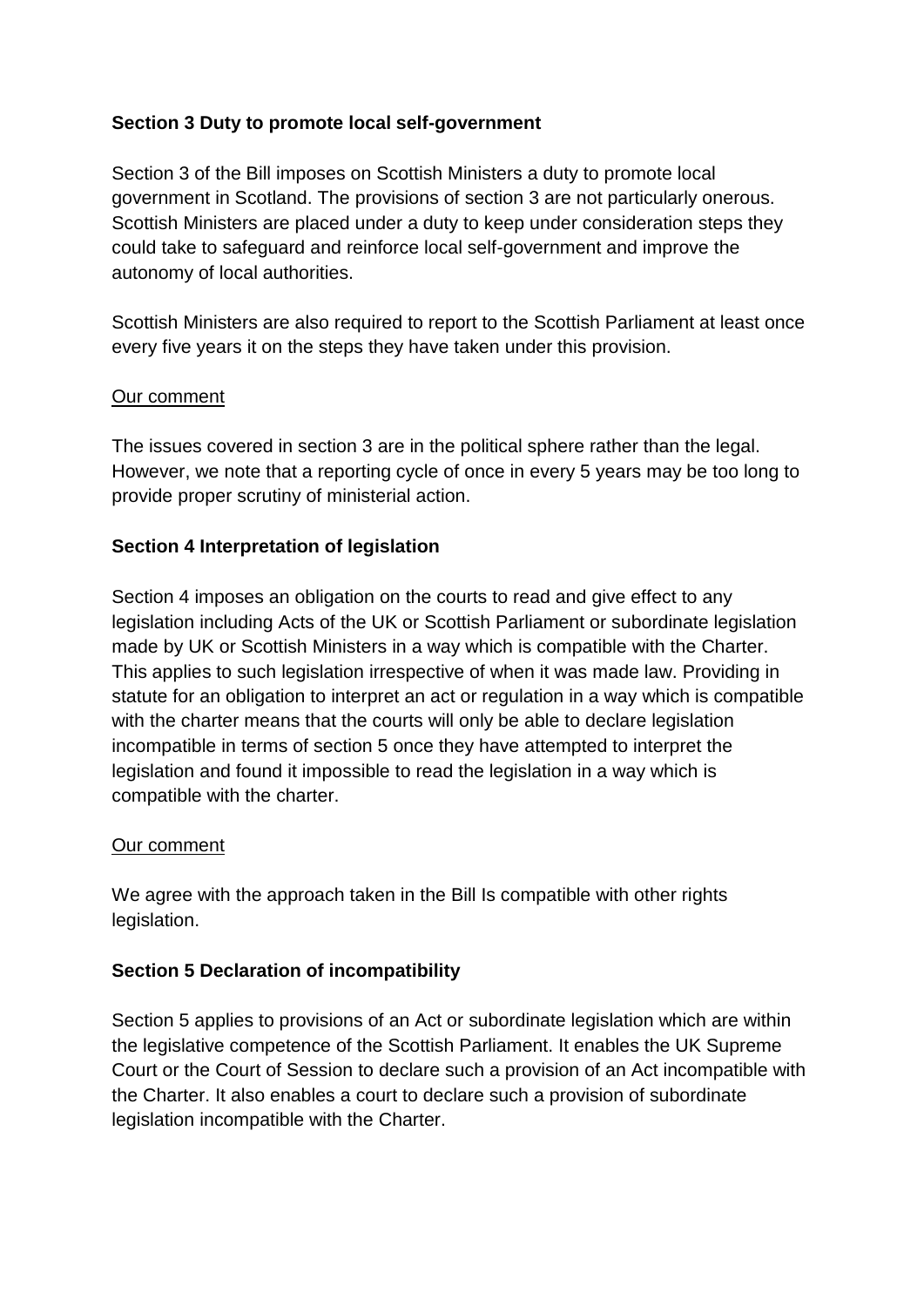**Section 3 Duty to promote local self-government**

Section 3 of the Bill imposes on Scottish Ministers a duty to promote local government in Scotland. The provisions of section 3 are not particularly onerous. Scottish Ministers are placed under a duty to keep under consideration steps they could take to safeguard and reinforce local self-government and improve the autonomy of local authorities.

Scottish Ministers are also required to report to the Scottish Parliament at least once every five years it on the steps they have taken under this provision.

Our comment

The issues covered in section 3 are in the political sphere rather than the legal. However, we note that a reporting cycle of once in every 5 years may be too long to provide proper scrutiny of ministerial action.

**Section 4 Interpretation of legislation**

Section 4 imposes an obligation on the courts to read and give effect to any legislation including Acts of the UK or Scottish Parliament or subordinate legislation made by UK or Scottish Ministers in a way which is compatible with the Charter. This applies to such legislation irrespective of when it was made law. Providing in statute for an obligation to interpret an act or regulation in a way which is compatible with the charter means that the courts will only be able to declare legislation incompatible in terms of section 5 once they have attempted to interpret the legislation and found it impossible to read the legislation in a way which is compatible with the charter.

Our comment

We agree with the approach taken in the Bill Is compatible with other rights legislation.

**Section 5 Declaration of incompatibility**

Section 5 applies to provisions of an Act or subordinate legislation which are within the legislative competence of the Scottish Parliament. It enables the UK Supreme Court or the Court of Session to declare such a provision of an Act incompatible with the Charter. It also enables a court to declare such a provision of subordinate legislation incompatible with the Charter.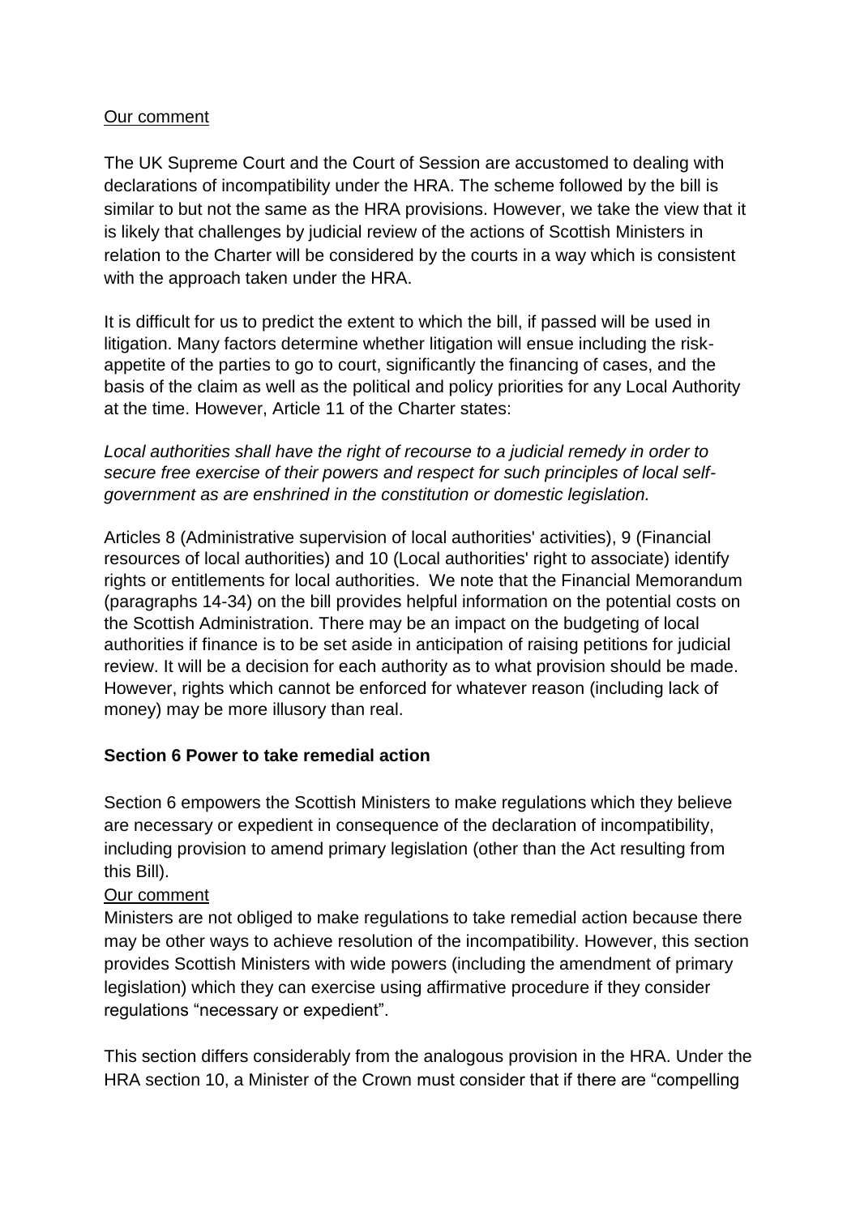Our comment

The UK Supreme Court and the Court of Session are accustomed to dealing with declarations of incompatibility under the HRA. The scheme followed by the bill is similar to but not the same as the HRA provisions. However, we take the view that it is likely that challenges by judicial review of the actions of Scottish Ministers in relation to the Charter will be considered by the courts in a way which is consistent with the approach taken under the HRA.

It is difficult for us to predict the extent to which the bill, if passed will be used in litigation. Many factors determine whether litigation will ensue including the risk-appetite of the parties to go to court, significantly the financing of cases, and the basis of the claim as well as the political and policy priorities for any Local Authority at the time. However, Article 11 of the Charter states:

*Local authorities shall have the right of recourse to a judicial remedy in order to secure free exercise of their powers and respect for such principles of local self-government as are enshrined in the constitution or domestic legislation.*

Articles 8 (Administrative supervision of local authorities' activities), 9 (Financial resources of local authorities) and 10 (Local authorities' right to associate) identify rights or entitlements for local authorities. We note that the Financial Memorandum (paragraphs 14-34) on the bill provides helpful information on the potential costs on the Scottish Administration. There may be an impact on the budgeting of local authorities if finance is to be set aside in anticipation of raising petitions for judicial review. It will be a decision for each authority as to what provision should be made. However, rights which cannot be enforced for whatever reason (including lack of money) may be more illusory than real.

**Section 6 Power to take remedial action**

Section 6 empowers the Scottish Ministers to make regulations which they believe are necessary or expedient in consequence of the declaration of incompatibility, including provision to amend primary legislation (other than the Act resulting from this Bill).

Our comment

Ministers are not obliged to make regulations to take remedial action because there may be other ways to achieve resolution of the incompatibility. However, this section provides Scottish Ministers with wide powers (including the amendment of primary legislation) which they can exercise using affirmative procedure if they consider regulations "necessary or expedient".

This section differs considerably from the analogous provision in the HRA. Under the HRA section 10, a Minister of the Crown must consider that if there are "compelling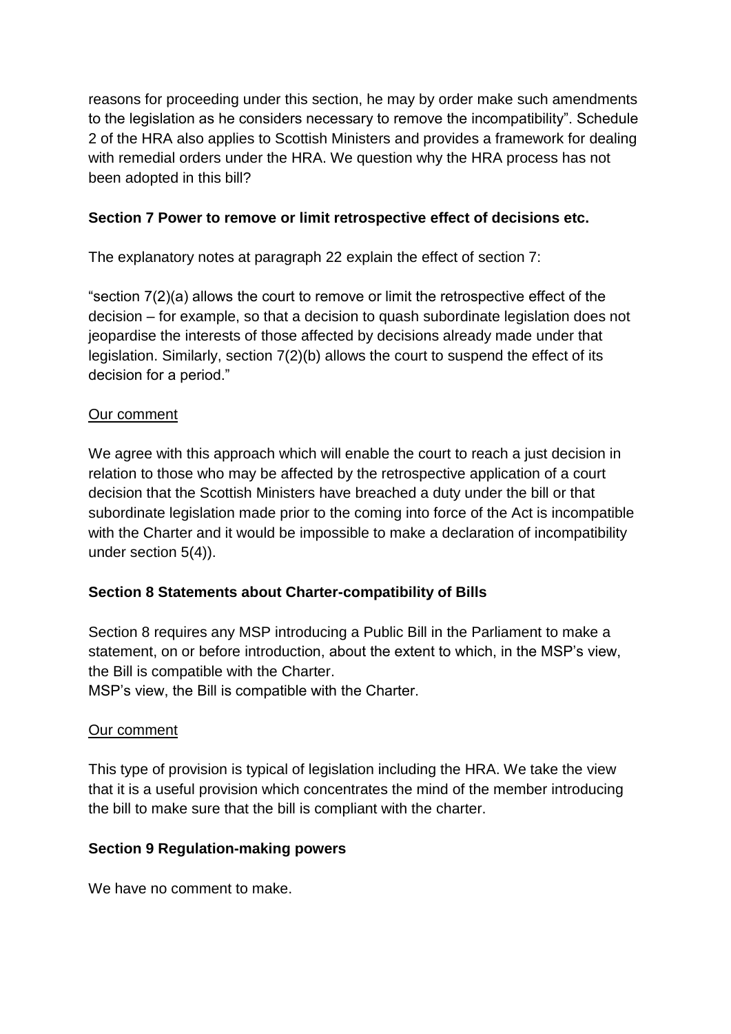reasons for proceeding under this section, he may by order make such amendments to the legislation as he considers necessary to remove the incompatibility". Schedule 2 of the HRA also applies to Scottish Ministers and provides a framework for dealing with remedial orders under the HRA. We question why the HRA process has not been adopted in this bill?

**Section 7 Power to remove or limit retrospective effect of decisions etc.**

The explanatory notes at paragraph 22 explain the effect of section 7:

"section 7(2)(a) allows the court to remove or limit the retrospective effect of the decision – for example, so that a decision to quash subordinate legislation does not jeopardise the interests of those affected by decisions already made under that legislation. Similarly, section 7(2)(b) allows the court to suspend the effect of its decision for a period."

Our comment

We agree with this approach which will enable the court to reach a just decision in relation to those who may be affected by the retrospective application of a court decision that the Scottish Ministers have breached a duty under the bill or that subordinate legislation made prior to the coming into force of the Act is incompatible with the Charter and it would be impossible to make a declaration of incompatibility under section 5(4)).

**Section 8 Statements about Charter-compatibility of Bills**

Section 8 requires any MSP introducing a Public Bill in the Parliament to make a statement, on or before introduction, about the extent to which, in the MSP's view, the Bill is compatible with the Charter.
MSP's view, the Bill is compatible with the Charter.

Our comment

This type of provision is typical of legislation including the HRA. We take the view that it is a useful provision which concentrates the mind of the member introducing the bill to make sure that the bill is compliant with the charter.

**Section 9 Regulation-making powers**

We have no comment to make.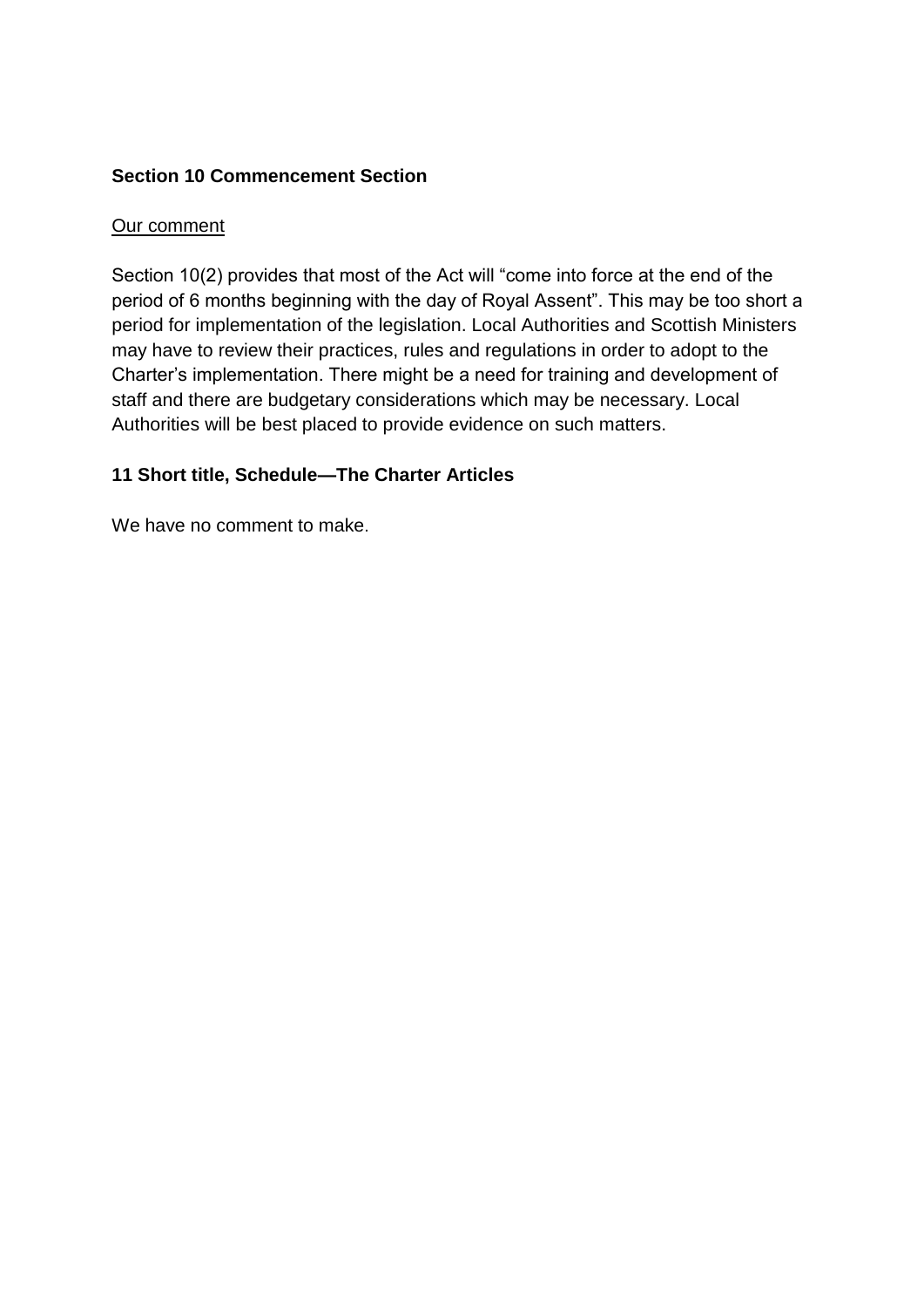### Section 10 Commencement Section

Our comment

Section 10(2) provides that most of the Act will "come into force at the end of the period of 6 months beginning with the day of Royal Assent". This may be too short a period for implementation of the legislation. Local Authorities and Scottish Ministers may have to review their practices, rules and regulations in order to adopt to the Charter's implementation. There might be a need for training and development of staff and there are budgetary considerations which may be necessary. Local Authorities will be best placed to provide evidence on such matters.

### 11 Short title, Schedule—The Charter Articles

We have no comment to make.